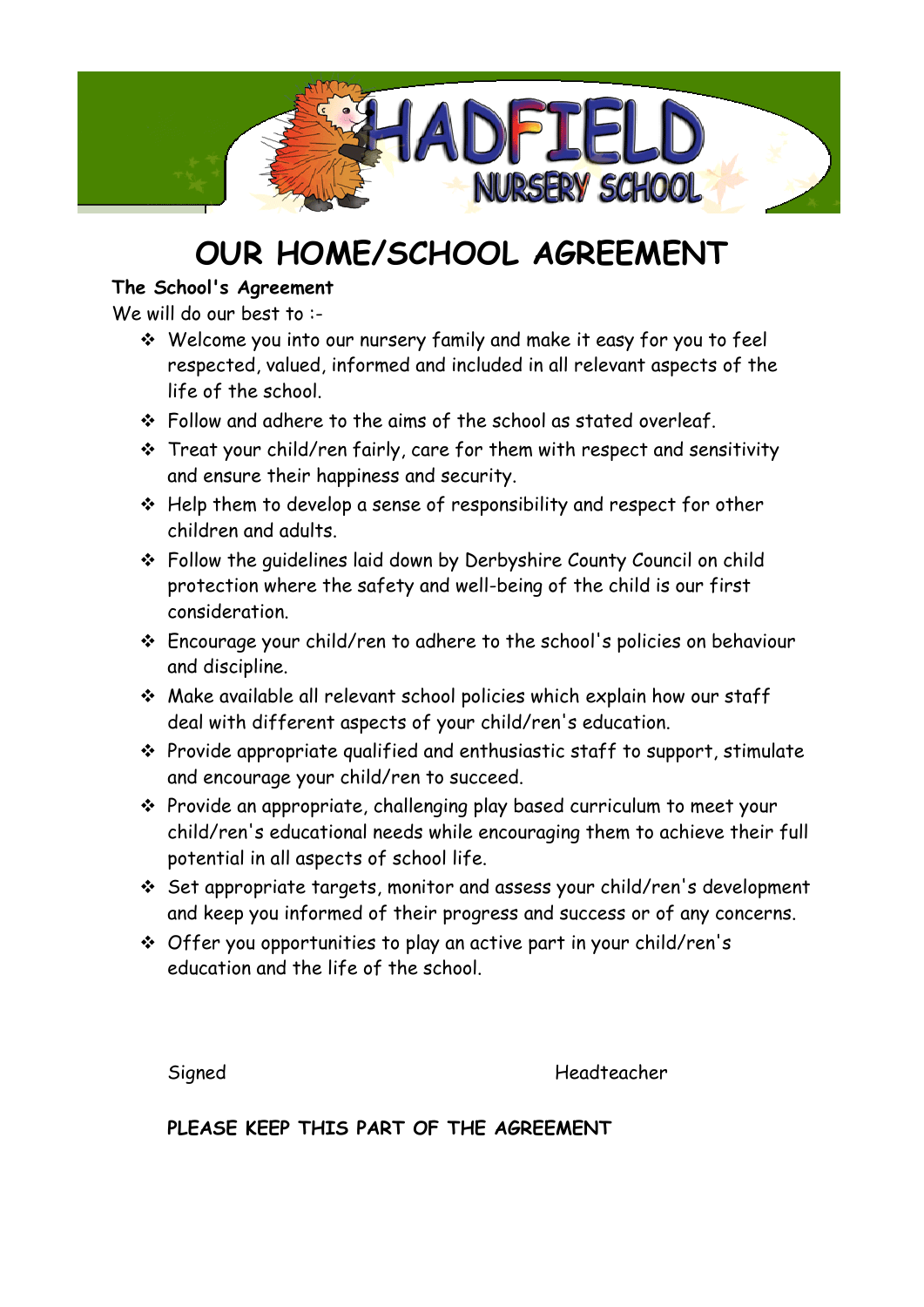HADFIELD NURSERY SCHOOL

# OUR HOME/SCHOOL AGREEMENT

**The School's Agreement**

We will do our best to :-

- Welcome you into our nursery family and make it easy for you to feel respected, valued, informed and included in all relevant aspects of the life of the school.
- Follow and adhere to the aims of the school as stated overleaf.
- Treat your child/ren fairly, care for them with respect and sensitivity and ensure their happiness and security.
- Help them to develop a sense of responsibility and respect for other children and adults.
- Follow the guidelines laid down by Derbyshire County Council on child protection where the safety and well-being of the child is our first consideration.
- Encourage your child/ren to adhere to the school's policies on behaviour and discipline.
- Make available all relevant school policies which explain how our staff deal with different aspects of your child/ren's education.
- Provide appropriate qualified and enthusiastic staff to support, stimulate and encourage your child/ren to succeed.
- Provide an appropriate, challenging play based curriculum to meet your child/ren's educational needs while encouraging them to achieve their full potential in all aspects of school life.
- Set appropriate targets, monitor and assess your child/ren's development and keep you informed of their progress and success or of any concerns.
- Offer you opportunities to play an active part in your child/ren's education and the life of the school.

Signed Headteacher

**PLEASE KEEP THIS PART OF THE AGREEMENT**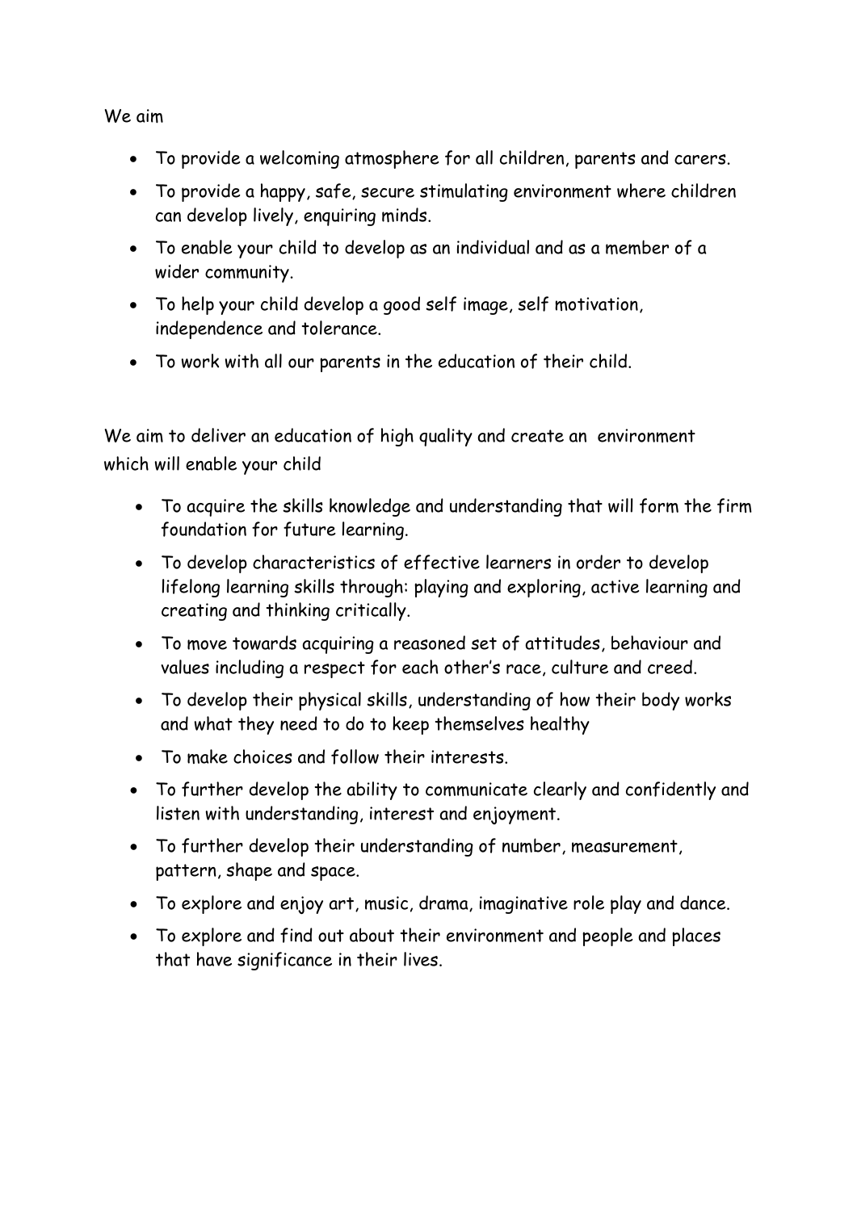We aim

- To provide a welcoming atmosphere for all children, parents and carers.
- To provide a happy, safe, secure stimulating environment where children can develop lively, enquiring minds.
- To enable your child to develop as an individual and as a member of a wider community.
- To help your child develop a good self image, self motivation, independence and tolerance.
- To work with all our parents in the education of their child.

We aim to deliver an education of high quality and create an environment which will enable your child

- To acquire the skills knowledge and understanding that will form the firm foundation for future learning.
- To develop characteristics of effective learners in order to develop lifelong learning skills through: playing and exploring, active learning and creating and thinking critically.
- To move towards acquiring a reasoned set of attitudes, behaviour and values including a respect for each other's race, culture and creed.
- To develop their physical skills, understanding of how their body works and what they need to do to keep themselves healthy
- To make choices and follow their interests.
- To further develop the ability to communicate clearly and confidently and listen with understanding, interest and enjoyment.
- To further develop their understanding of number, measurement, pattern, shape and space.
- To explore and enjoy art, music, drama, imaginative role play and dance.
- To explore and find out about their environment and people and places that have significance in their lives.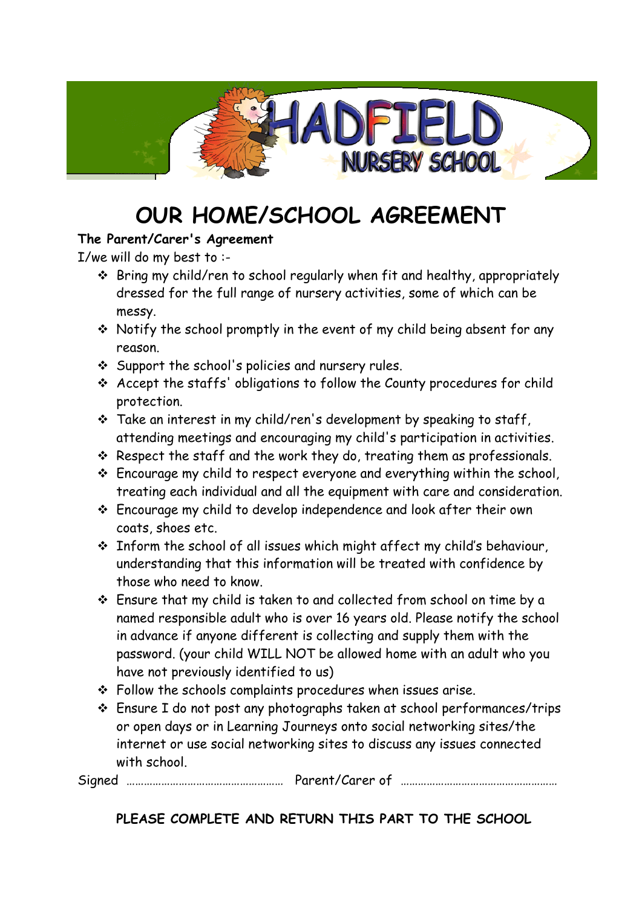HADFIELD NURSERY SCHOOL

# OUR HOME/SCHOOL AGREEMENT

**The Parent/Carer's Agreement**

I/we will do my best to :-

- Bring my child/ren to school regularly when fit and healthy, appropriately dressed for the full range of nursery activities, some of which can be messy.
- Notify the school promptly in the event of my child being absent for any reason.
- Support the school's policies and nursery rules.
- Accept the staffs' obligations to follow the County procedures for child protection.
- Take an interest in my child/ren's development by speaking to staff, attending meetings and encouraging my child's participation in activities.
- Respect the staff and the work they do, treating them as professionals.
- Encourage my child to respect everyone and everything within the school, treating each individual and all the equipment with care and consideration.
- Encourage my child to develop independence and look after their own coats, shoes etc.
- Inform the school of all issues which might affect my child's behaviour, understanding that this information will be treated with confidence by those who need to know.
- Ensure that my child is taken to and collected from school on time by a named responsible adult who is over 16 years old. Please notify the school in advance if anyone different is collecting and supply them with the password. (your child WILL NOT be allowed home with an adult who you have not previously identified to us)
- Follow the schools complaints procedures when issues arise.
- Ensure I do not post any photographs taken at school performances/trips or open days or in Learning Journeys onto social networking sites/the internet or use social networking sites to discuss any issues connected with school.

Signed ……………………………………………… Parent/Carer of ………………………………………………

**PLEASE COMPLETE AND RETURN THIS PART TO THE SCHOOL**